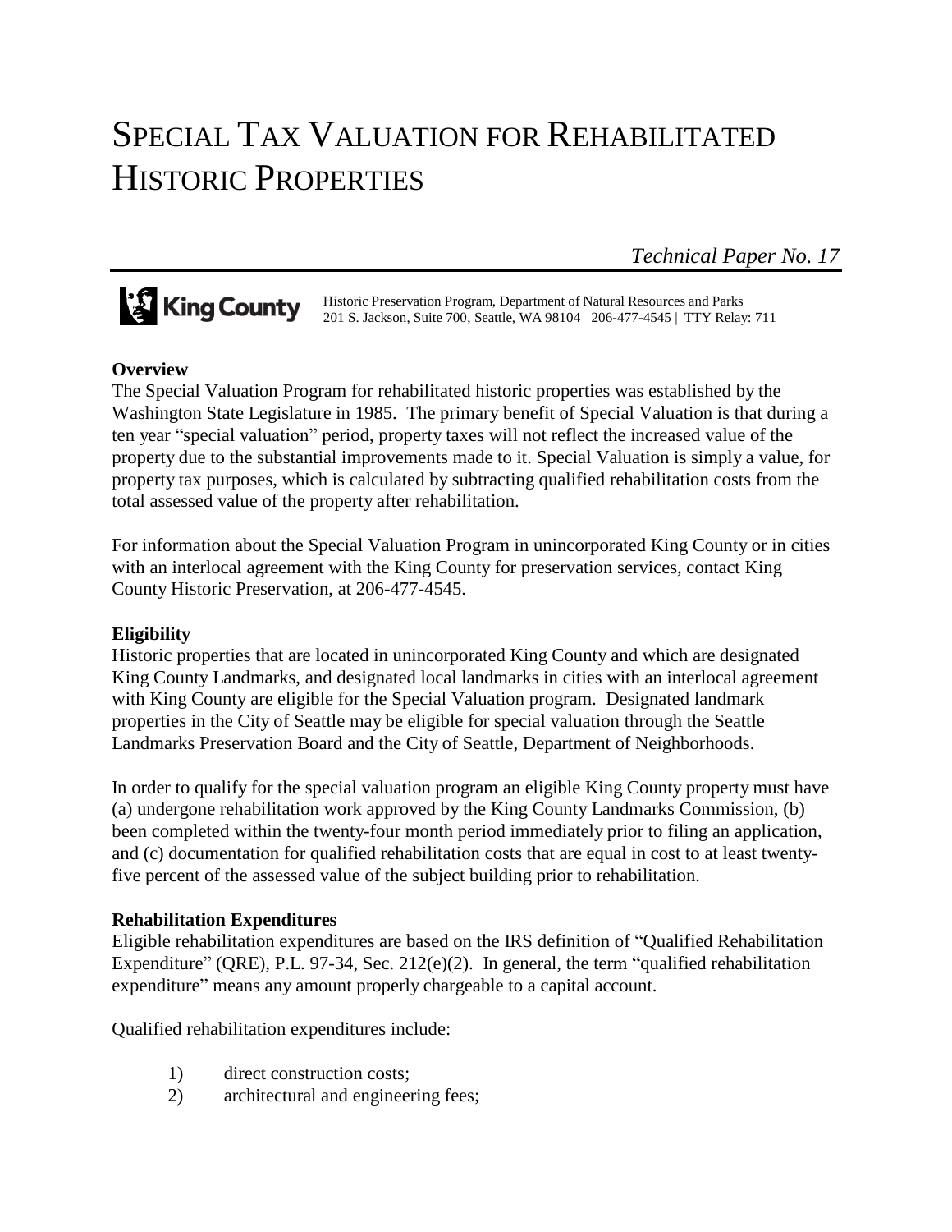# SPECIAL TAX VALUATION FOR REHABILITATED HISTORIC PROPERTIES

*Technical Paper No. 17*

King County

Historic Preservation Program, Department of Natural Resources and Parks
201 S. Jackson, Suite 700, Seattle, WA 98104 206-477-4545 | TTY Relay: 711

**Overview**

The Special Valuation Program for rehabilitated historic properties was established by the Washington State Legislature in 1985. The primary benefit of Special Valuation is that during a ten year "special valuation" period, property taxes will not reflect the increased value of the property due to the substantial improvements made to it. Special Valuation is simply a value, for property tax purposes, which is calculated by subtracting qualified rehabilitation costs from the total assessed value of the property after rehabilitation.

For information about the Special Valuation Program in unincorporated King County or in cities with an interlocal agreement with the King County for preservation services, contact King County Historic Preservation, at 206-477-4545.

**Eligibility**

Historic properties that are located in unincorporated King County and which are designated King County Landmarks, and designated local landmarks in cities with an interlocal agreement with King County are eligible for the Special Valuation program. Designated landmark properties in the City of Seattle may be eligible for special valuation through the Seattle Landmarks Preservation Board and the City of Seattle, Department of Neighborhoods.

In order to qualify for the special valuation program an eligible King County property must have (a) undergone rehabilitation work approved by the King County Landmarks Commission, (b) been completed within the twenty-four month period immediately prior to filing an application, and (c) documentation for qualified rehabilitation costs that are equal in cost to at least twenty-five percent of the assessed value of the subject building prior to rehabilitation.

**Rehabilitation Expenditures**

Eligible rehabilitation expenditures are based on the IRS definition of "Qualified Rehabilitation Expenditure" (QRE), P.L. 97-34, Sec. 212(e)(2). In general, the term "qualified rehabilitation expenditure" means any amount properly chargeable to a capital account.

Qualified rehabilitation expenditures include:

1) direct construction costs;
2) architectural and engineering fees;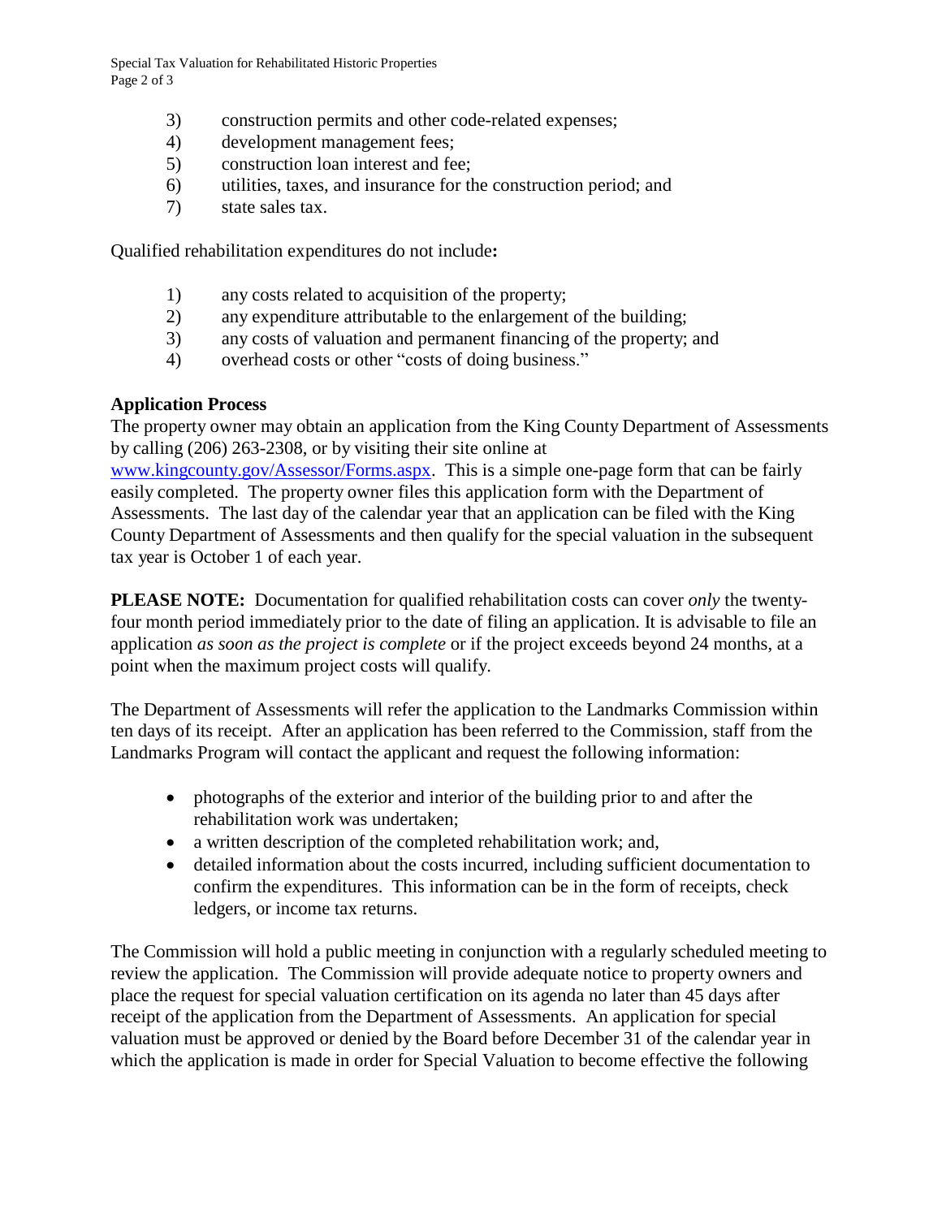3) construction permits and other code-related expenses;
4) development management fees;
5) construction loan interest and fee;
6) utilities, taxes, and insurance for the construction period; and
7) state sales tax.

Qualified rehabilitation expenditures do not include**:**

1) any costs related to acquisition of the property;
2) any expenditure attributable to the enlargement of the building;
3) any costs of valuation and permanent financing of the property; and
4) overhead costs or other "costs of doing business."

**Application Process**

The property owner may obtain an application from the King County Department of Assessments by calling (206) 263-2308, or by visiting their site online at [www.kingcounty.gov/Assessor/Forms.aspx](www.kingcounty.gov/Assessor/Forms.aspx). This is a simple one-page form that can be fairly easily completed. The property owner files this application form with the Department of Assessments. The last day of the calendar year that an application can be filed with the King County Department of Assessments and then qualify for the special valuation in the subsequent tax year is October 1 of each year.

**PLEASE NOTE:** Documentation for qualified rehabilitation costs can cover *only* the twenty-four month period immediately prior to the date of filing an application. It is advisable to file an application *as soon as the project is complete* or if the project exceeds beyond 24 months, at a point when the maximum project costs will qualify.

The Department of Assessments will refer the application to the Landmarks Commission within ten days of its receipt. After an application has been referred to the Commission, staff from the Landmarks Program will contact the applicant and request the following information:

- photographs of the exterior and interior of the building prior to and after the rehabilitation work was undertaken;
- a written description of the completed rehabilitation work; and,
- detailed information about the costs incurred, including sufficient documentation to confirm the expenditures. This information can be in the form of receipts, check ledgers, or income tax returns.

The Commission will hold a public meeting in conjunction with a regularly scheduled meeting to review the application. The Commission will provide adequate notice to property owners and place the request for special valuation certification on its agenda no later than 45 days after receipt of the application from the Department of Assessments. An application for special valuation must be approved or denied by the Board before December 31 of the calendar year in which the application is made in order for Special Valuation to become effective the following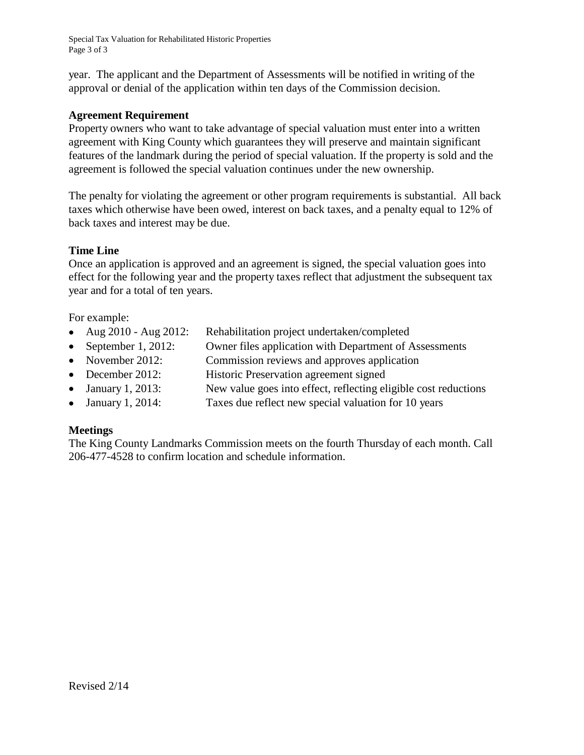year. The applicant and the Department of Assessments will be notified in writing of the approval or denial of the application within ten days of the Commission decision.

**Agreement Requirement**
Property owners who want to take advantage of special valuation must enter into a written agreement with King County which guarantees they will preserve and maintain significant features of the landmark during the period of special valuation. If the property is sold and the agreement is followed the special valuation continues under the new ownership.

The penalty for violating the agreement or other program requirements is substantial. All back taxes which otherwise have been owed, interest on back taxes, and a penalty equal to 12% of back taxes and interest may be due.

**Time Line**
Once an application is approved and an agreement is signed, the special valuation goes into effect for the following year and the property taxes reflect that adjustment the subsequent tax year and for a total of ten years.

For example:

- Aug 2010 - Aug 2012: Rehabilitation project undertaken/completed
- September 1, 2012: Owner files application with Department of Assessments
- November 2012: Commission reviews and approves application
- December 2012: Historic Preservation agreement signed
- January 1, 2013: New value goes into effect, reflecting eligible cost reductions
- January 1, 2014: Taxes due reflect new special valuation for 10 years

**Meetings**
The King County Landmarks Commission meets on the fourth Thursday of each month. Call 206-477-4528 to confirm location and schedule information.

Revised 2/14